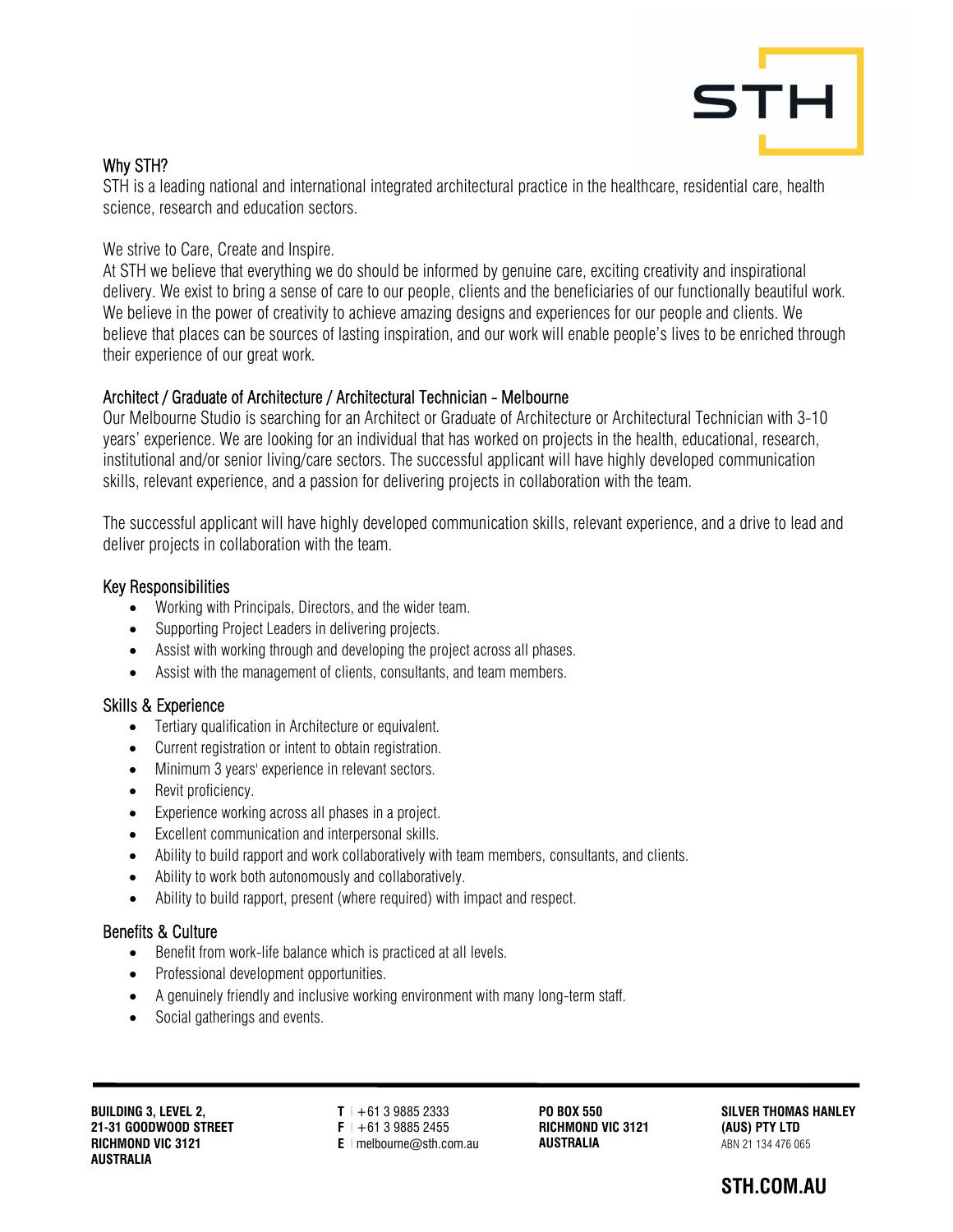STH

## Why STH?

STH is a leading national and international integrated architectural practice in the healthcare, residential care, health science, research and education sectors.

We strive to Care, Create and Inspire.
At STH we believe that everything we do should be informed by genuine care, exciting creativity and inspirational delivery. We exist to bring a sense of care to our people, clients and the beneficiaries of our functionally beautiful work. We believe in the power of creativity to achieve amazing designs and experiences for our people and clients. We believe that places can be sources of lasting inspiration, and our work will enable people's lives to be enriched through their experience of our great work.

## Architect / Graduate of Architecture / Architectural Technician - Melbourne

Our Melbourne Studio is searching for an Architect or Graduate of Architecture or Architectural Technician with 3-10 years' experience. We are looking for an individual that has worked on projects in the health, educational, research, institutional and/or senior living/care sectors. The successful applicant will have highly developed communication skills, relevant experience, and a passion for delivering projects in collaboration with the team.

The successful applicant will have highly developed communication skills, relevant experience, and a drive to lead and deliver projects in collaboration with the team.

## Key Responsibilities

- Working with Principals, Directors, and the wider team.
- Supporting Project Leaders in delivering projects.
- Assist with working through and developing the project across all phases.
- Assist with the management of clients, consultants, and team members.

## Skills & Experience

- Tertiary qualification in Architecture or equivalent.
- Current registration or intent to obtain registration.
- Minimum 3 years' experience in relevant sectors.
- Revit proficiency.
- Experience working across all phases in a project.
- Excellent communication and interpersonal skills.
- Ability to build rapport and work collaboratively with team members, consultants, and clients.
- Ability to work both autonomously and collaboratively.
- Ability to build rapport, present (where required) with impact and respect.

## Benefits & Culture

- Benefit from work-life balance which is practiced at all levels.
- Professional development opportunities.
- A genuinely friendly and inclusive working environment with many long-term staff.
- Social gatherings and events.

---

**BUILDING 3, LEVEL 2,**
**21-31 GOODWOOD STREET**
**RICHMOND VIC 3121**
**AUSTRALIA**

**T** | +61 3 9885 2333
**F** | +61 3 9885 2455
**E** | melbourne@sth.com.au

**PO BOX 550**
**RICHMOND VIC 3121**
**AUSTRALIA**

**SILVER THOMAS HANLEY**
**(AUS) PTY LTD**
ABN 21 134 476 065

**STH.COM.AU**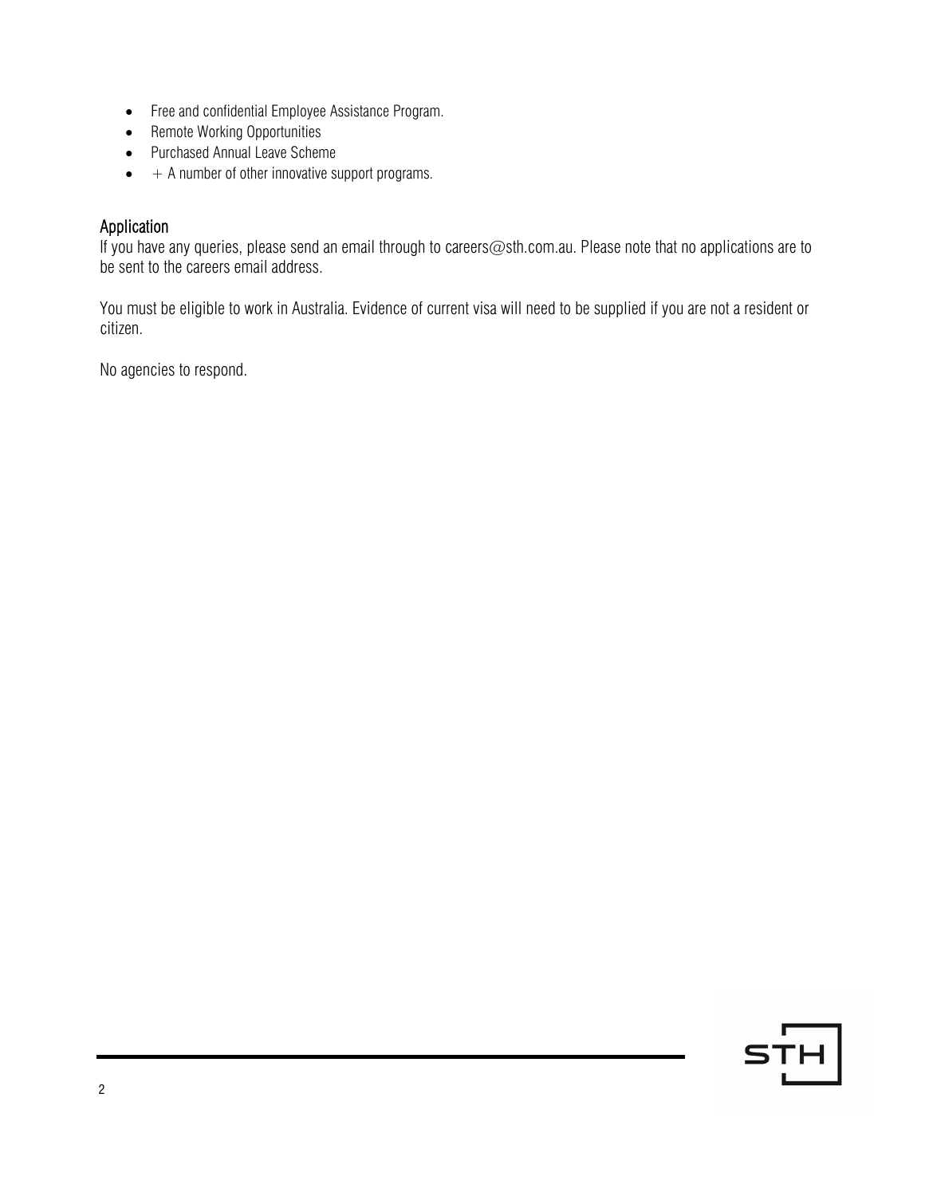- Free and confidential Employee Assistance Program.
- Remote Working Opportunities
- Purchased Annual Leave Scheme
- + A number of other innovative support programs.

### Application

If you have any queries, please send an email through to careers@sth.com.au. Please note that no applications are to be sent to the careers email address.

You must be eligible to work in Australia. Evidence of current visa will need to be supplied if you are not a resident or citizen.

No agencies to respond.